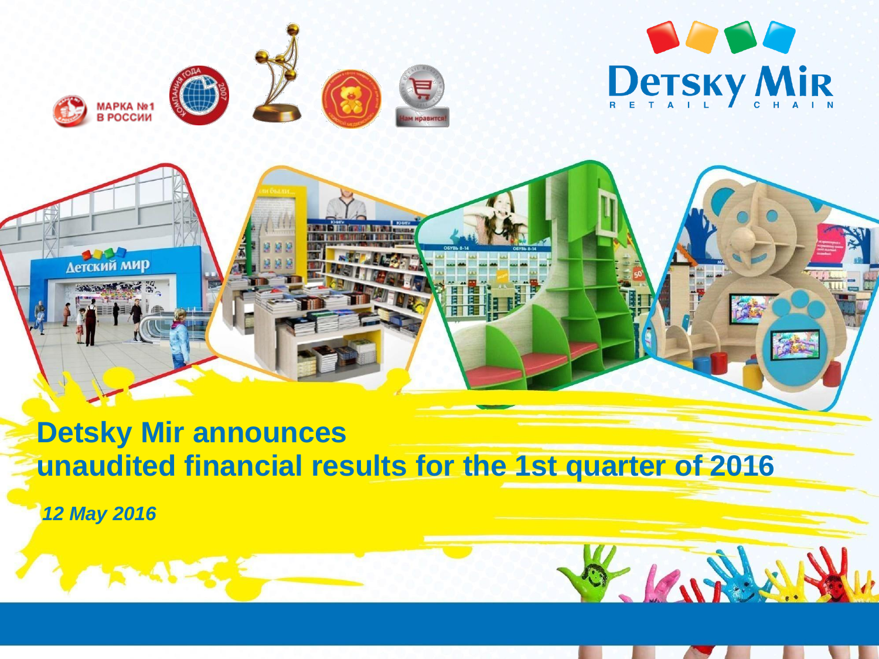# Detsky Mir announces unaudited financial results for the 1st quarter of 2016

*12 May 2016*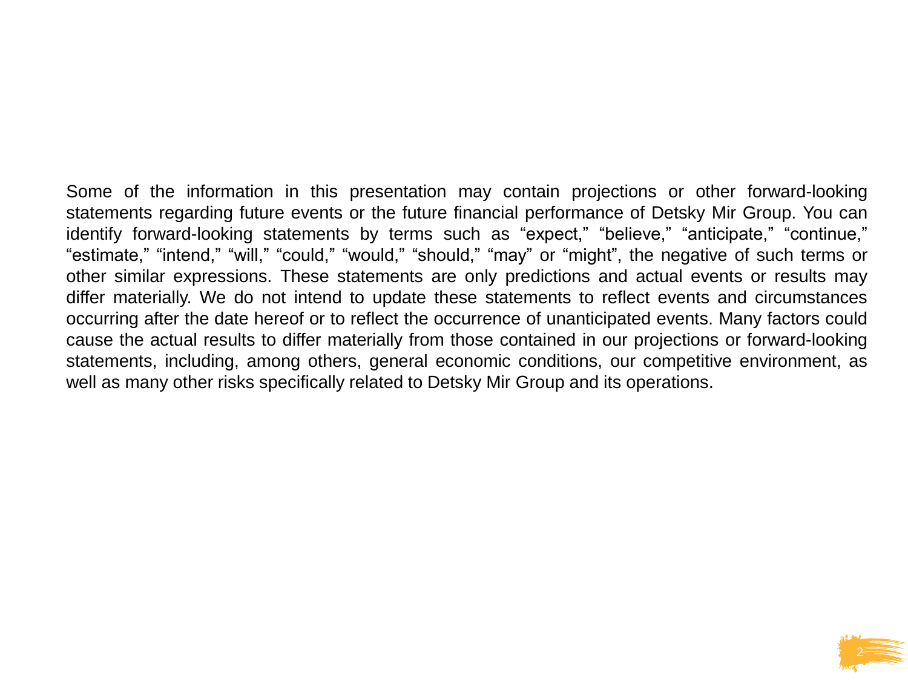Some of the information in this presentation may contain projections or other forward-looking statements regarding future events or the future financial performance of Detsky Mir Group. You can identify forward-looking statements by terms such as “expect,” “believe,” “anticipate,” “continue,” “estimate,” “intend,” “will,” “could,” “would,” “should,” “may” or “might”, the negative of such terms or other similar expressions. These statements are only predictions and actual events or results may differ materially. We do not intend to update these statements to reflect events and circumstances occurring after the date hereof or to reflect the occurrence of unanticipated events. Many factors could cause the actual results to differ materially from those contained in our projections or forward-looking statements, including, among others, general economic conditions, our competitive environment, as well as many other risks specifically related to Detsky Mir Group and its operations.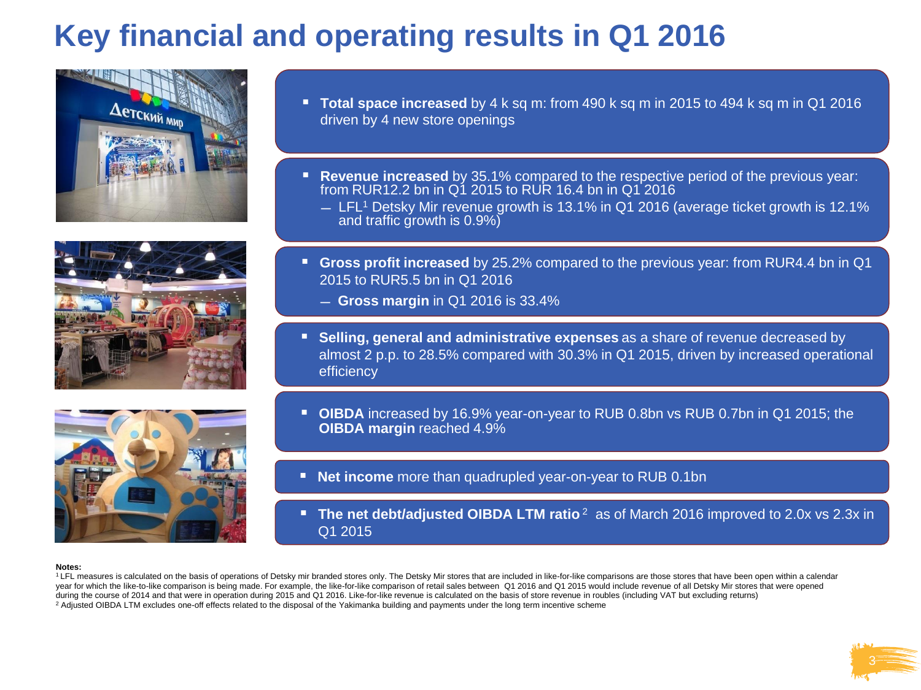# Key financial and operating results in Q1 2016

- **Total space increased** by 4 k sq m: from 490 k sq m in 2015 to 494 k sq m in Q1 2016 driven by 4 new store openings

- **Revenue increased** by 35.1% compared to the respective period of the previous year: from RUR12.2 bn in Q1 2015 to RUR 16.4 bn in Q1 2016
  - LFL[1] Detsky Mir revenue growth is 13.1% in Q1 2016 (average ticket growth is 12.1% and traffic growth is 0.9%)

- **Gross profit increased** by 25.2% compared to the previous year: from RUR4.4 bn in Q1 2015 to RUR5.5 bn in Q1 2016
  - **Gross margin** in Q1 2016 is 33.4%

- **Selling, general and administrative expenses** as a share of revenue decreased by almost 2 p.p. to 28.5% compared with 30.3% in Q1 2015, driven by increased operational efficiency

- **OIBDA** increased by 16.9% year-on-year to RUB 0.8bn vs RUB 0.7bn in Q1 2015; the **OIBDA margin** reached 4.9%

- **Net income** more than quadrupled year-on-year to RUB 0.1bn

- **The net debt/adjusted OIBDA LTM ratio**[2] as of March 2016 improved to 2.0x vs 2.3x in Q1 2015

**Notes:**

[1] LFL measures is calculated on the basis of operations of Detsky mir branded stores only. The Detsky Mir stores that are included in like-for-like comparisons are those stores that have been open within a calendar year for which the like-to-like comparison is being made. For example, the like-for-like comparison of retail sales between Q1 2016 and Q1 2015 would include revenue of all Detsky Mir stores that were opened during the course of 2014 and that were in operation during 2015 and Q1 2016. Like-for-like revenue is calculated on the basis of store revenue in roubles (including VAT but excluding returns)

[2] Adjusted OIBDA LTM excludes one-off effects related to the disposal of the Yakimanka building and payments under the long term incentive scheme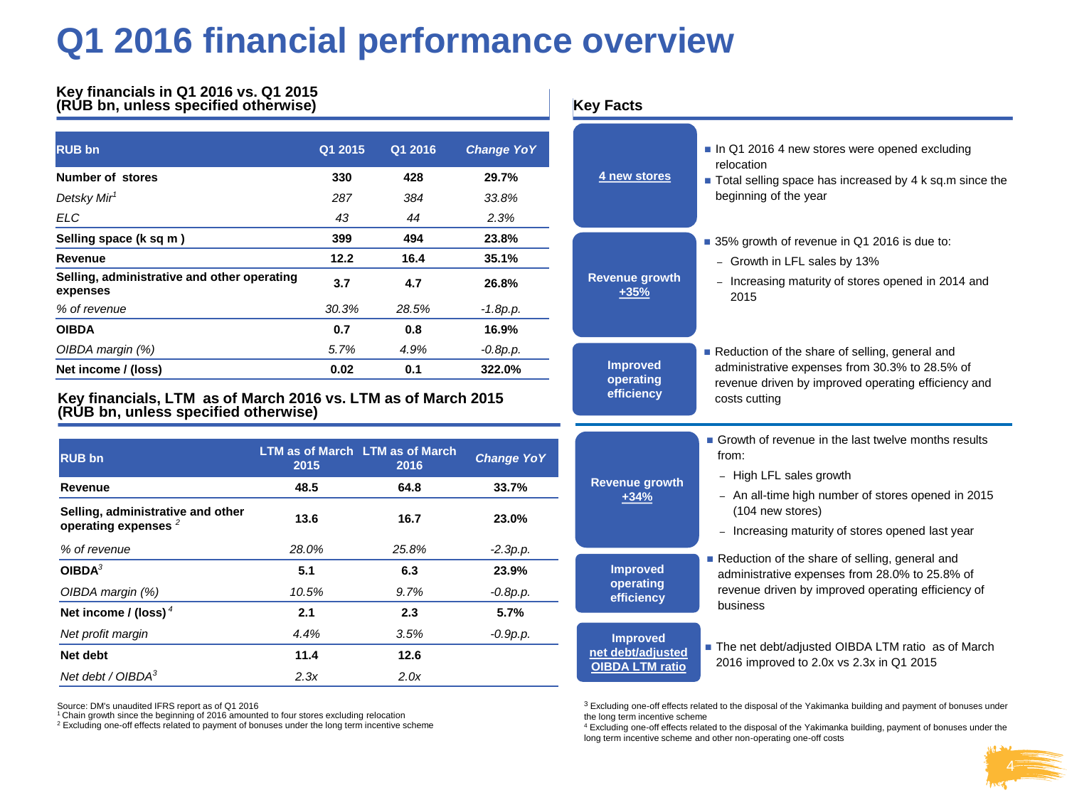# Q1 2016 financial performance overview

## Key financials in Q1 2016 vs. Q1 2015 (RUB bn, unless specified otherwise)

| RUB bn | Q1 2015 | Q1 2016 | *Change YoY* |
|---|---|---|---|
| **Number of stores** | **330** | **428** | **29.7%** |
| *Detsky Mir*[1] | *287* | *384* | *33.8%* |
| *ELC* | *43* | *44* | *2.3%* |
| **Selling space (k sq m )** | **399** | **494** | **23.8%** |
| **Revenue** | **12.2** | **16.4** | **35.1%** |
| **Selling, administrative and other operating expenses** | **3.7** | **4.7** | **26.8%** |
| *% of revenue* | *30.3%* | *28.5%* | *-1.8p.p.* |
| **OIBDA** | **0.7** | **0.8** | **16.9%** |
| *OIBDA margin (%)* | *5.7%* | *4.9%* | *-0.8p.p.* |
| **Net income / (loss)** | **0.02** | **0.1** | **322.0%** |

## Key financials, LTM as of March 2016 vs. LTM as of March 2015 (RUB bn, unless specified otherwise)

| RUB bn | LTM as of March 2015 | LTM as of March 2016 | *Change YoY* |
|---|---|---|---|
| **Revenue** | **48.5** | **64.8** | **33.7%** |
| **Selling, administrative and other operating expenses** [2] | **13.6** | **16.7** | **23.0%** |
| *% of revenue* | *28.0%* | *25.8%* | *-2.3p.p.* |
| **OIBDA**[3] | **5.1** | **6.3** | **23.9%** |
| *OIBDA margin (%)* | *10.5%* | *9.7%* | *-0.8p.p.* |
| **Net income / (loss)** [4] | **2.1** | **2.3** | **5.7%** |
| *Net profit margin* | *4.4%* | *3.5%* | *-0.9p.p.* |
| **Net debt** | **11.4** | **12.6** | |
| *Net debt / OIBDA*[3] | *2.3x* | *2.0x* | |

Source: DM's unaudited IFRS report as of Q1 2016

[1] Chain growth since the beginning of 2016 amounted to four stores excluding relocation

[2] Excluding one-off effects related to payment of bonuses under the long term incentive scheme

## Key Facts

**4 new stores**

- In Q1 2016 4 new stores were opened excluding relocation
- Total selling space has increased by 4 k sq.m since the beginning of the year

**Revenue growth +35%**

- 35% growth of revenue in Q1 2016 is due to:
  - Growth in LFL sales by 13%
  - Increasing maturity of stores opened in 2014 and 2015

**Improved operating efficiency**

- Reduction of the share of selling, general and administrative expenses from 30.3% to 28.5% of revenue driven by improved operating efficiency and costs cutting

**Revenue growth +34%**

- Growth of revenue in the last twelve months results from:
  - High LFL sales growth
  - An all-time high number of stores opened in 2015 (104 new stores)
  - Increasing maturity of stores opened last year

**Improved operating efficiency**

- Reduction of the share of selling, general and administrative expenses from 28.0% to 25.8% of revenue driven by improved operating efficiency of business

**Improved net debt/adjusted OIBDA LTM ratio**

- The net debt/adjusted OIBDA LTM ratio as of March 2016 improved to 2.0x vs 2.3x in Q1 2015

[3] Excluding one-off effects related to the disposal of the Yakimanka building and payment of bonuses under the long term incentive scheme

[4] Excluding one-off effects related to the disposal of the Yakimanka building, payment of bonuses under the long term incentive scheme and other non-operating one-off costs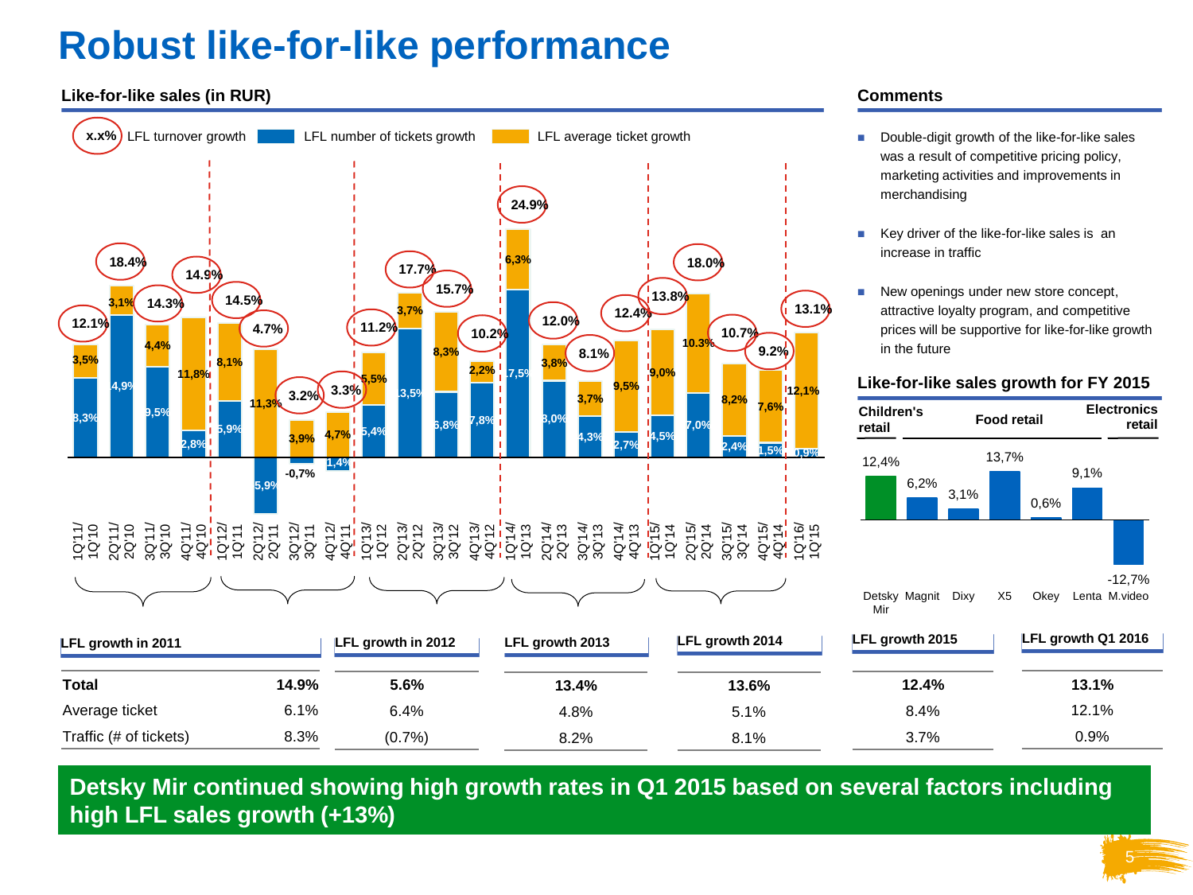# Robust like-for-like performance

## Like-for-like sales (in RUR)

x.x% LFL turnover growth | LFL number of tickets growth | LFL average ticket growth

| Period | LFL turnover growth | LFL number of tickets growth | LFL average ticket growth |
|---|---|---|---|
| 1Q'11/1Q'10 | 12.1% | 8,3% | 3,5% |
| 2Q'11/2Q'10 | 18.4% | 14,9% | 3,1% |
| 3Q'11/3Q'10 | 14.3% | 9,5% | 4,4% |
| 4Q'11/4Q'10 | 14.9% | 2,8% | 11,8% |
| 1Q'12/1Q'11 | 14.5% | 5,9% | 8,1% |
| 2Q'12/2Q'11 | 4.7% | -5,9% | 11,3% |
| 3Q'12/3Q'11 | 3.2% | -0,7% | 3,9% |
| 4Q'12/4Q'11 | 3.3% | -1,4% | 4,7% |
| 1Q'13/1Q'12 | 11.2% | 5,4% | 5,5% |
| 2Q'13/2Q'12 | 17.7% | 13,5% | 3,7% |
| 3Q'13/3Q'12 | 15.7% | 6,8% | 8,3% |
| 4Q'13/4Q'12 | 10.2% | 7,8% | 2,2% |
| 1Q'14/1Q'13 | 24.9% | 17,5% | 6,3% |
| 2Q'14/2Q'13 | 12.0% | 8,0% | 3,8% |
| 3Q'14/3Q'13 | 8.1% | 4,3% | 3,7% |
| 4Q'14/4Q'13 | 12.4% | 2,7% | 9,5% |
| 1Q'15/1Q'14 | 13.8% | 4,5% | 9,0% |
| 2Q'15/2Q'14 | 18.0% | 7,0% | 10.3% |
| 3Q'15/3Q'14 | 10.7% | 2,4% | 8,2% |
| 4Q'15/4Q'14 | 9.2% | 1,5% | 7,6% |
| 1Q'16/1Q'15 | 13.1% | 0,9% | 12,1% |

| | LFL growth in 2011 | LFL growth in 2012 | LFL growth 2013 | LFL growth 2014 | LFL growth 2015 | LFL growth Q1 2016 |
|---|---|---|---|---|---|---|
| **Total** | **14.9%** | **5.6%** | **13.4%** | **13.6%** | **12.4%** | **13.1%** |
| Average ticket | 6.1% | 6.4% | 4.8% | 5.1% | 8.4% | 12.1% |
| Traffic (# of tickets) | 8.3% | (0.7%) | 8.2% | 8.1% | 3.7% | 0.9% |

## Comments

- Double-digit growth of the like-for-like sales was a result of competitive pricing policy, marketing activities and improvements in merchandising
- Key driver of the like-for-like sales is an increase in traffic
- New openings under new store concept, attractive loyalty program, and competitive prices will be supportive for like-for-like growth in the future

## Like-for-like sales growth for FY 2015

| Children's retail | Food retail | | | | | Electronics retail |
|---|---|---|---|---|---|---|
| Detsky Mir | Magnit | Dixy | X5 | Okey | Lenta | M.video |
| 12,4% | 6,2% | 3,1% | 13,7% | 0,6% | 9,1% | -12,7% |

**Detsky Mir continued showing high growth rates in Q1 2015 based on several factors including high LFL sales growth (+13%)**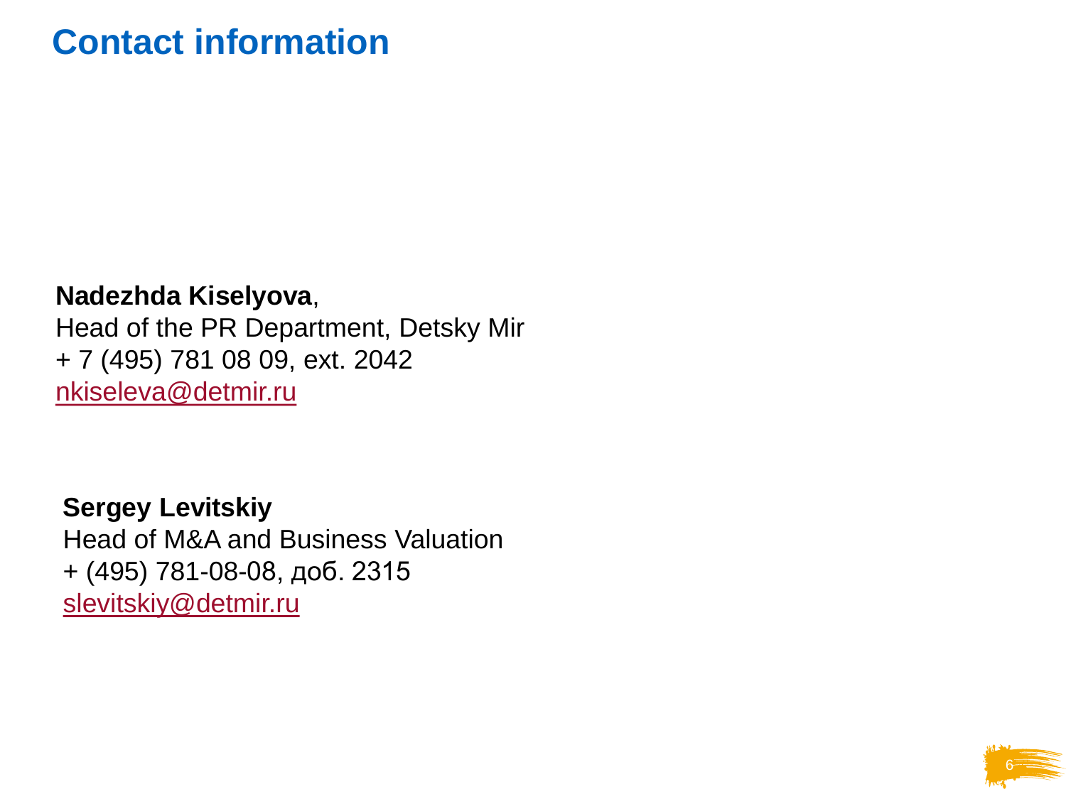# Contact information

**Nadezhda Kiselyova**,
Head of the PR Department, Detsky Mir
+ 7 (495) 781 08 09, ext. 2042
nkiseleva@detmir.ru

**Sergey Levitskiy**
Head of M&A and Business Valuation
+ (495) 781-08-08, доб. 2315
slevitskiy@detmir.ru